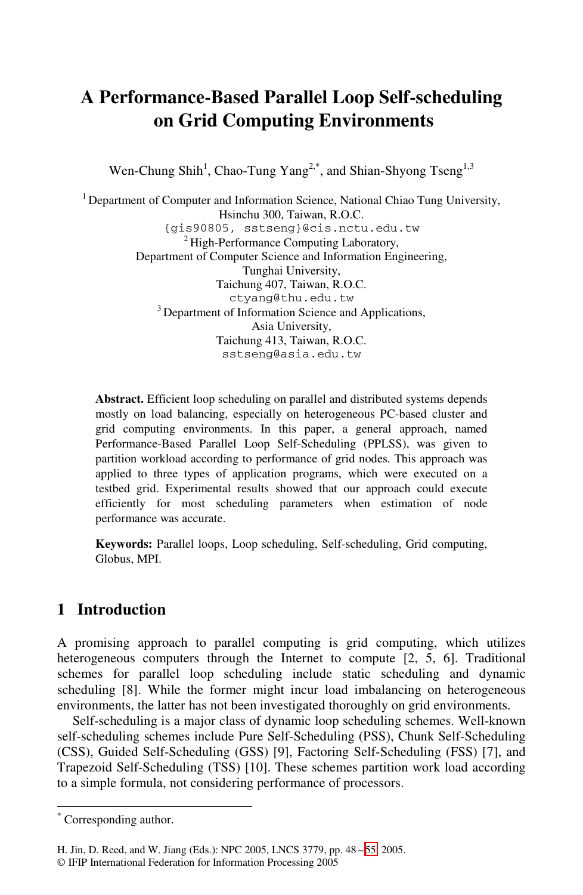# A Performance-Based Parallel Loop Self-scheduling on Grid Computing Environments

Wen-Chung Shih[1], Chao-Tung Yang[2,*], and Shian-Shyong Tseng[1,3]

[1] Department of Computer and Information Science, National Chiao Tung University, Hsinchu 300, Taiwan, R.O.C.
{gis90805, sstseng}@cis.nctu.edu.tw

[2] High-Performance Computing Laboratory, Department of Computer Science and Information Engineering, Tunghai University, Taichung 407, Taiwan, R.O.C.
ctyang@thu.edu.tw

[3] Department of Information Science and Applications, Asia University, Taichung 413, Taiwan, R.O.C.
sstseng@asia.edu.tw

**Abstract.** Efficient loop scheduling on parallel and distributed systems depends mostly on load balancing, especially on heterogeneous PC-based cluster and grid computing environments. In this paper, a general approach, named Performance-Based Parallel Loop Self-Scheduling (PPLSS), was given to partition workload according to performance of grid nodes. This approach was applied to three types of application programs, which were executed on a testbed grid. Experimental results showed that our approach could execute efficiently for most scheduling parameters when estimation of node performance was accurate.

**Keywords:** Parallel loops, Loop scheduling, Self-scheduling, Grid computing, Globus, MPI.

## 1 Introduction

A promising approach to parallel computing is grid computing, which utilizes heterogeneous computers through the Internet to compute [2, 5, 6]. Traditional schemes for parallel loop scheduling include static scheduling and dynamic scheduling [8]. While the former might incur load imbalancing on heterogeneous environments, the latter has not been investigated thoroughly on grid environments.

Self-scheduling is a major class of dynamic loop scheduling schemes. Well-known self-scheduling schemes include Pure Self-Scheduling (PSS), Chunk Self-Scheduling (CSS), Guided Self-Scheduling (GSS) [9], Factoring Self-Scheduling (FSS) [7], and Trapezoid Self-Scheduling (TSS) [10]. These schemes partition work load according to a simple formula, not considering performance of processors.

[*] Corresponding author.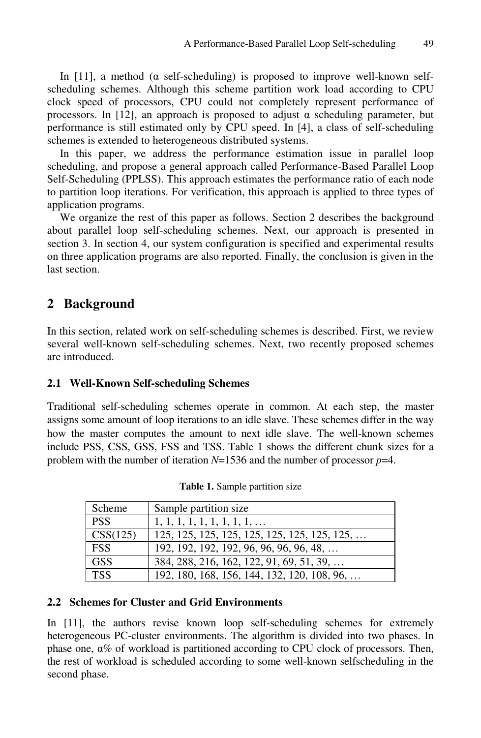In [11], a method (α self-scheduling) is proposed to improve well-known self-scheduling schemes. Although this scheme partition work load according to CPU clock speed of processors, CPU could not completely represent performance of processors. In [12], an approach is proposed to adjust α scheduling parameter, but performance is still estimated only by CPU speed. In [4], a class of self-scheduling schemes is extended to heterogeneous distributed systems.

In this paper, we address the performance estimation issue in parallel loop scheduling, and propose a general approach called Performance-Based Parallel Loop Self-Scheduling (PPLSS). This approach estimates the performance ratio of each node to partition loop iterations. For verification, this approach is applied to three types of application programs.

We organize the rest of this paper as follows. Section 2 describes the background about parallel loop self-scheduling schemes. Next, our approach is presented in section 3. In section 4, our system configuration is specified and experimental results on three application programs are also reported. Finally, the conclusion is given in the last section.

## 2 Background

In this section, related work on self-scheduling schemes is described. First, we review several well-known self-scheduling schemes. Next, two recently proposed schemes are introduced.

### 2.1 Well-Known Self-scheduling Schemes

Traditional self-scheduling schemes operate in common. At each step, the master assigns some amount of loop iterations to an idle slave. These schemes differ in the way how the master computes the amount to next idle slave. The well-known schemes include PSS, CSS, GSS, FSS and TSS. Table 1 shows the different chunk sizes for a problem with the number of iteration $N$=1536 and the number of processor $p$=4.

**Table 1.** Sample partition size

| Scheme | Sample partition size |
|---|---|
| PSS | 1, 1, 1, 1, 1, 1, 1, 1, 1, … |
| CSS(125) | 125, 125, 125, 125, 125, 125, 125, 125, 125, … |
| FSS | 192, 192, 192, 192, 96, 96, 96, 96, 48, … |
| GSS | 384, 288, 216, 162, 122, 91, 69, 51, 39, … |
| TSS | 192, 180, 168, 156, 144, 132, 120, 108, 96, … |

### 2.2 Schemes for Cluster and Grid Environments

In [11], the authors revise known loop self-scheduling schemes for extremely heterogeneous PC-cluster environments. The algorithm is divided into two phases. In phase one, α% of workload is partitioned according to CPU clock of processors. Then, the rest of workload is scheduled according to some well-known selfscheduling in the second phase.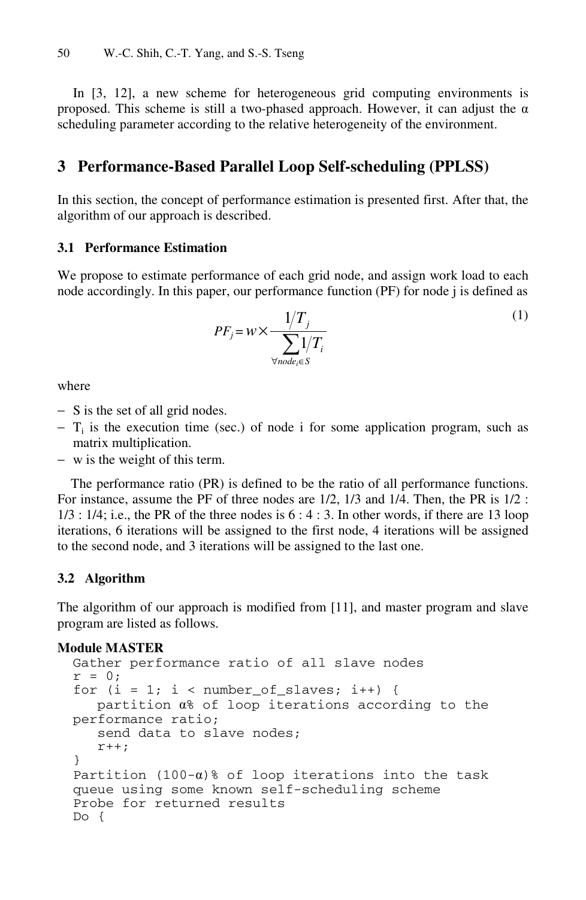In [3, 12], a new scheme for heterogeneous grid computing environments is proposed. This scheme is still a two-phased approach. However, it can adjust the α scheduling parameter according to the relative heterogeneity of the environment.

## 3 Performance-Based Parallel Loop Self-scheduling (PPLSS)

In this section, the concept of performance estimation is presented first. After that, the algorithm of our approach is described.

### 3.1 Performance Estimation

We propose to estimate performance of each grid node, and assign work load to each node accordingly. In this paper, our performance function (PF) for node j is defined as

$$PF_j = w \times \frac{1/T_j}{\sum_{\forall node_i \in S} 1/T_i} \tag{1}$$

where

- S is the set of all grid nodes.
- $T_i$ is the execution time (sec.) of node i for some application program, such as matrix multiplication.
- w is the weight of this term.

The performance ratio (PR) is defined to be the ratio of all performance functions. For instance, assume the PF of three nodes are 1/2, 1/3 and 1/4. Then, the PR is 1/2 : 1/3 : 1/4; i.e., the PR of the three nodes is 6 : 4 : 3. In other words, if there are 13 loop iterations, 6 iterations will be assigned to the first node, 4 iterations will be assigned to the second node, and 3 iterations will be assigned to the last one.

### 3.2 Algorithm

The algorithm of our approach is modified from [11], and master program and slave program are listed as follows.

**Module MASTER**

```
Gather performance ratio of all slave nodes
r = 0;
for (i = 1; i < number_of_slaves; i++) {
   partition α% of loop iterations according to the
performance ratio;
   send data to slave nodes;
   r++;
}
Partition (100-α)% of loop iterations into the task
queue using some known self-scheduling scheme
Probe for returned results
Do {
```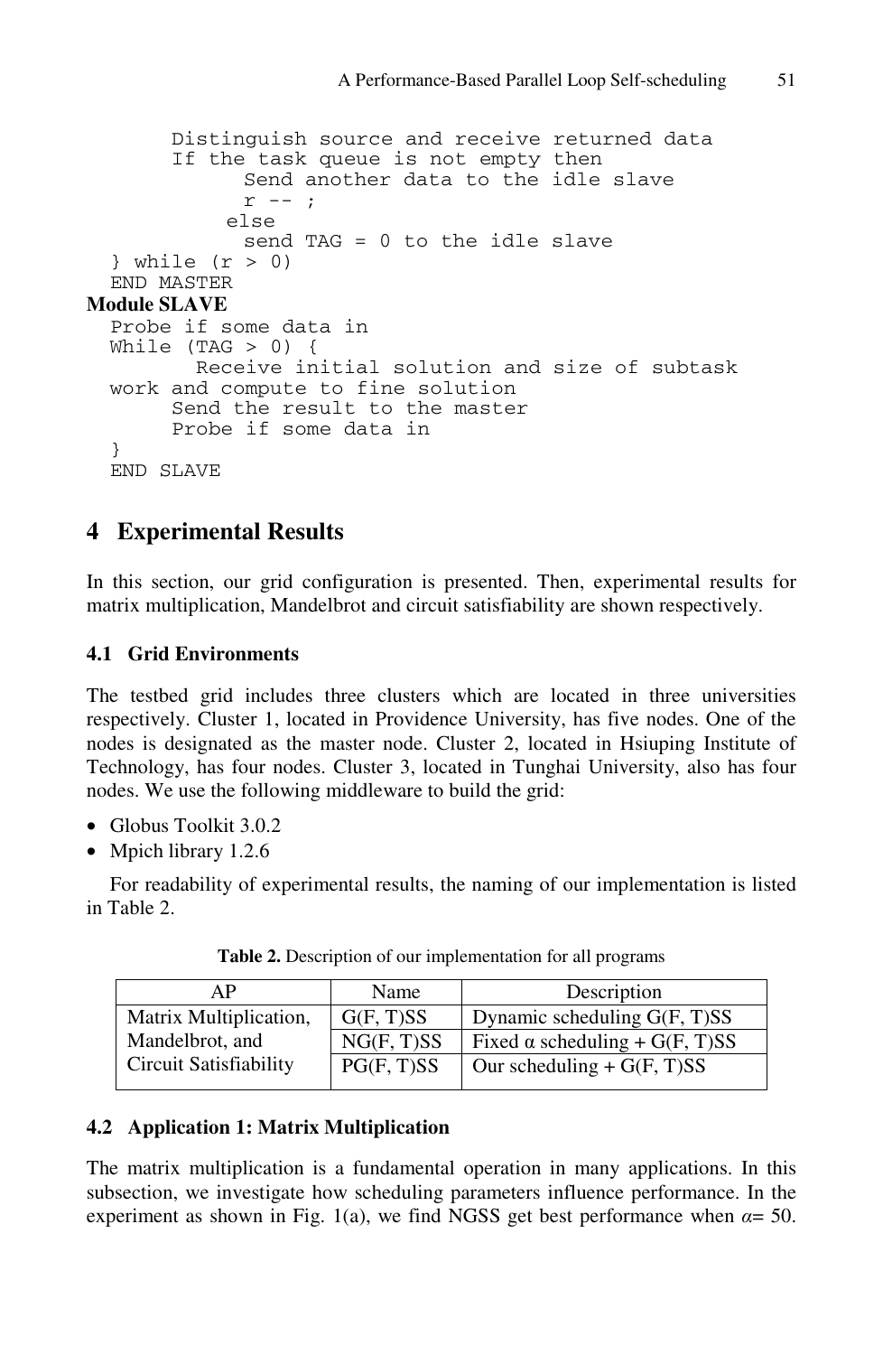```
      Distinguish source and receive returned data
      If the task queue is not empty then
            Send another data to the idle slave
            r -- ;
          else
            send TAG = 0 to the idle slave
  } while (r > 0)
  END MASTER
```

**Module SLAVE**

```
  Probe if some data in
  While (TAG > 0) {
        Receive initial solution and size of subtask
  work and compute to fine solution
      Send the result to the master
      Probe if some data in
  }
  END SLAVE
```

## 4 Experimental Results

In this section, our grid configuration is presented. Then, experimental results for matrix multiplication, Mandelbrot and circuit satisfiability are shown respectively.

### 4.1 Grid Environments

The testbed grid includes three clusters which are located in three universities respectively. Cluster 1, located in Providence University, has five nodes. One of the nodes is designated as the master node. Cluster 2, located in Hsiuping Institute of Technology, has four nodes. Cluster 3, located in Tunghai University, also has four nodes. We use the following middleware to build the grid:

- Globus Toolkit 3.0.2
- Mpich library 1.2.6

For readability of experimental results, the naming of our implementation is listed in Table 2.

**Table 2.** Description of our implementation for all programs

| AP | Name | Description |
|---|---|---|
| Matrix Multiplication, Mandelbrot, and Circuit Satisfiability | G(F, T)SS | Dynamic scheduling G(F, T)SS |
| | NG(F, T)SS | Fixed α scheduling + G(F, T)SS |
| | PG(F, T)SS | Our scheduling + G(F, T)SS |

### 4.2 Application 1: Matrix Multiplication

The matrix multiplication is a fundamental operation in many applications. In this subsection, we investigate how scheduling parameters influence performance. In the experiment as shown in Fig. 1(a), we find NGSS get best performance when $\alpha = 50$.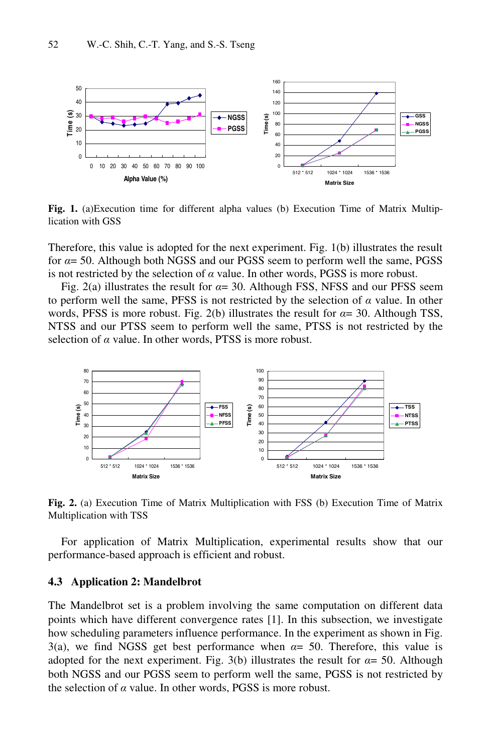**Fig. 1.** (a)Execution time for different alpha values (b) Execution Time of Matrix Multiplication with GSS

Therefore, this value is adopted for the next experiment. Fig. 1(b) illustrates the result for $\alpha$= 50. Although both NGSS and our PGSS seem to perform well the same, PGSS is not restricted by the selection of $\alpha$ value. In other words, PGSS is more robust.

Fig. 2(a) illustrates the result for $\alpha$= 30. Although FSS, NFSS and our PFSS seem to perform well the same, PFSS is not restricted by the selection of $\alpha$ value. In other words, PFSS is more robust. Fig. 2(b) illustrates the result for $\alpha$= 30. Although TSS, NTSS and our PTSS seem to perform well the same, PTSS is not restricted by the selection of $\alpha$ value. In other words, PTSS is more robust.

**Fig. 2.** (a) Execution Time of Matrix Multiplication with FSS (b) Execution Time of Matrix Multiplication with TSS

For application of Matrix Multiplication, experimental results show that our performance-based approach is efficient and robust.

### 4.3 Application 2: Mandelbrot

The Mandelbrot set is a problem involving the same computation on different data points which have different convergence rates [1]. In this subsection, we investigate how scheduling parameters influence performance. In the experiment as shown in Fig. 3(a), we find NGSS get best performance when $\alpha$= 50. Therefore, this value is adopted for the next experiment. Fig. 3(b) illustrates the result for $\alpha$= 50. Although both NGSS and our PGSS seem to perform well the same, PGSS is not restricted by the selection of $\alpha$ value. In other words, PGSS is more robust.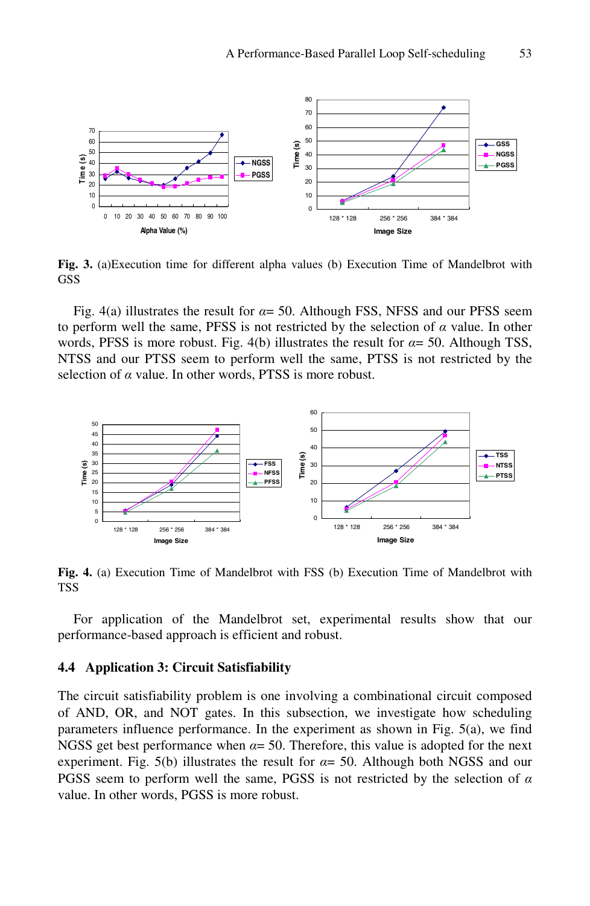**Fig. 3.** (a)Execution time for different alpha values (b) Execution Time of Mandelbrot with GSS

Fig. 4(a) illustrates the result for $\alpha$= 50. Although FSS, NFSS and our PFSS seem to perform well the same, PFSS is not restricted by the selection of $\alpha$ value. In other words, PFSS is more robust. Fig. 4(b) illustrates the result for $\alpha$= 50. Although TSS, NTSS and our PTSS seem to perform well the same, PTSS is not restricted by the selection of $\alpha$ value. In other words, PTSS is more robust.

**Fig. 4.** (a) Execution Time of Mandelbrot with FSS (b) Execution Time of Mandelbrot with TSS

For application of the Mandelbrot set, experimental results show that our performance-based approach is efficient and robust.

### 4.4 Application 3: Circuit Satisfiability

The circuit satisfiability problem is one involving a combinational circuit composed of AND, OR, and NOT gates. In this subsection, we investigate how scheduling parameters influence performance. In the experiment as shown in Fig. 5(a), we find NGSS get best performance when $\alpha$= 50. Therefore, this value is adopted for the next experiment. Fig. 5(b) illustrates the result for $\alpha$= 50. Although both NGSS and our PGSS seem to perform well the same, PGSS is not restricted by the selection of $\alpha$ value. In other words, PGSS is more robust.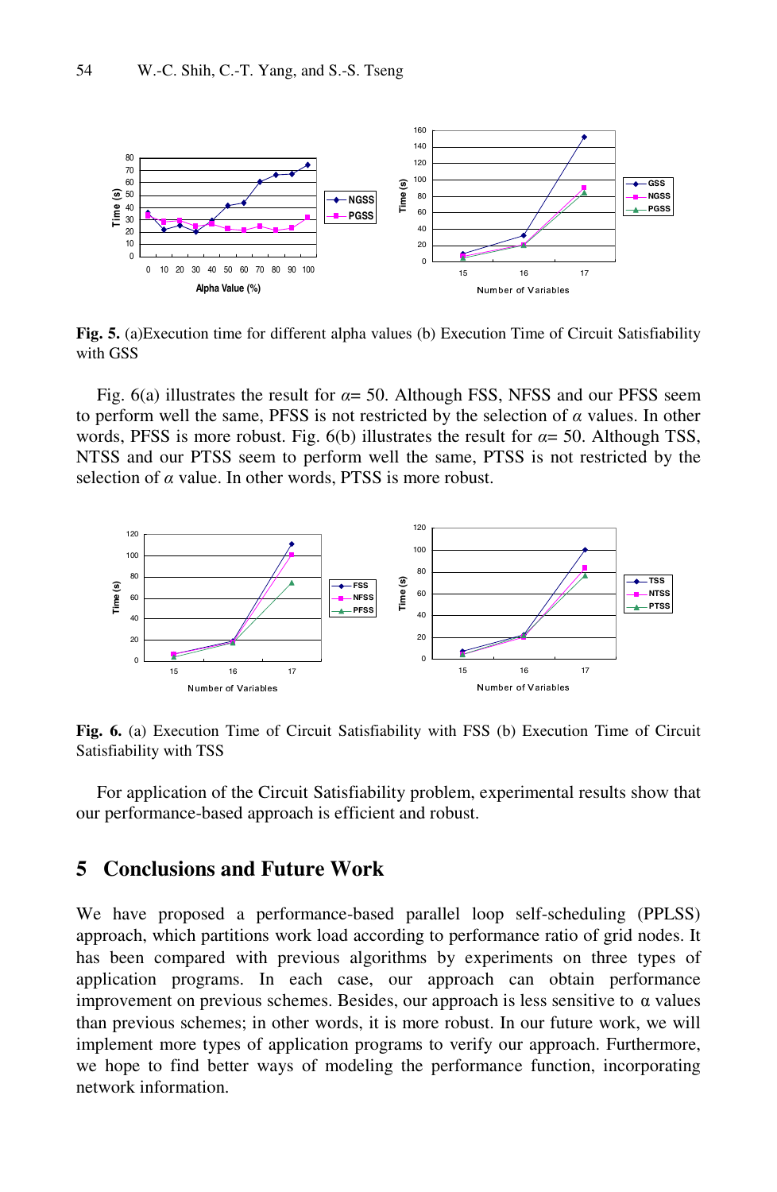**Fig. 5.** (a)Execution time for different alpha values (b) Execution Time of Circuit Satisfiability with GSS

Fig. 6(a) illustrates the result for $\alpha$= 50. Although FSS, NFSS and our PFSS seem to perform well the same, PFSS is not restricted by the selection of $\alpha$ values. In other words, PFSS is more robust. Fig. 6(b) illustrates the result for $\alpha$= 50. Although TSS, NTSS and our PTSS seem to perform well the same, PTSS is not restricted by the selection of $\alpha$ value. In other words, PTSS is more robust.

**Fig. 6.** (a) Execution Time of Circuit Satisfiability with FSS (b) Execution Time of Circuit Satisfiability with TSS

For application of the Circuit Satisfiability problem, experimental results show that our performance-based approach is efficient and robust.

## 5 Conclusions and Future Work

We have proposed a performance-based parallel loop self-scheduling (PPLSS) approach, which partitions work load according to performance ratio of grid nodes. It has been compared with previous algorithms by experiments on three types of application programs. In each case, our approach can obtain performance improvement on previous schemes. Besides, our approach is less sensitive to $\alpha$ values than previous schemes; in other words, it is more robust. In our future work, we will implement more types of application programs to verify our approach. Furthermore, we hope to find better ways of modeling the performance function, incorporating network information.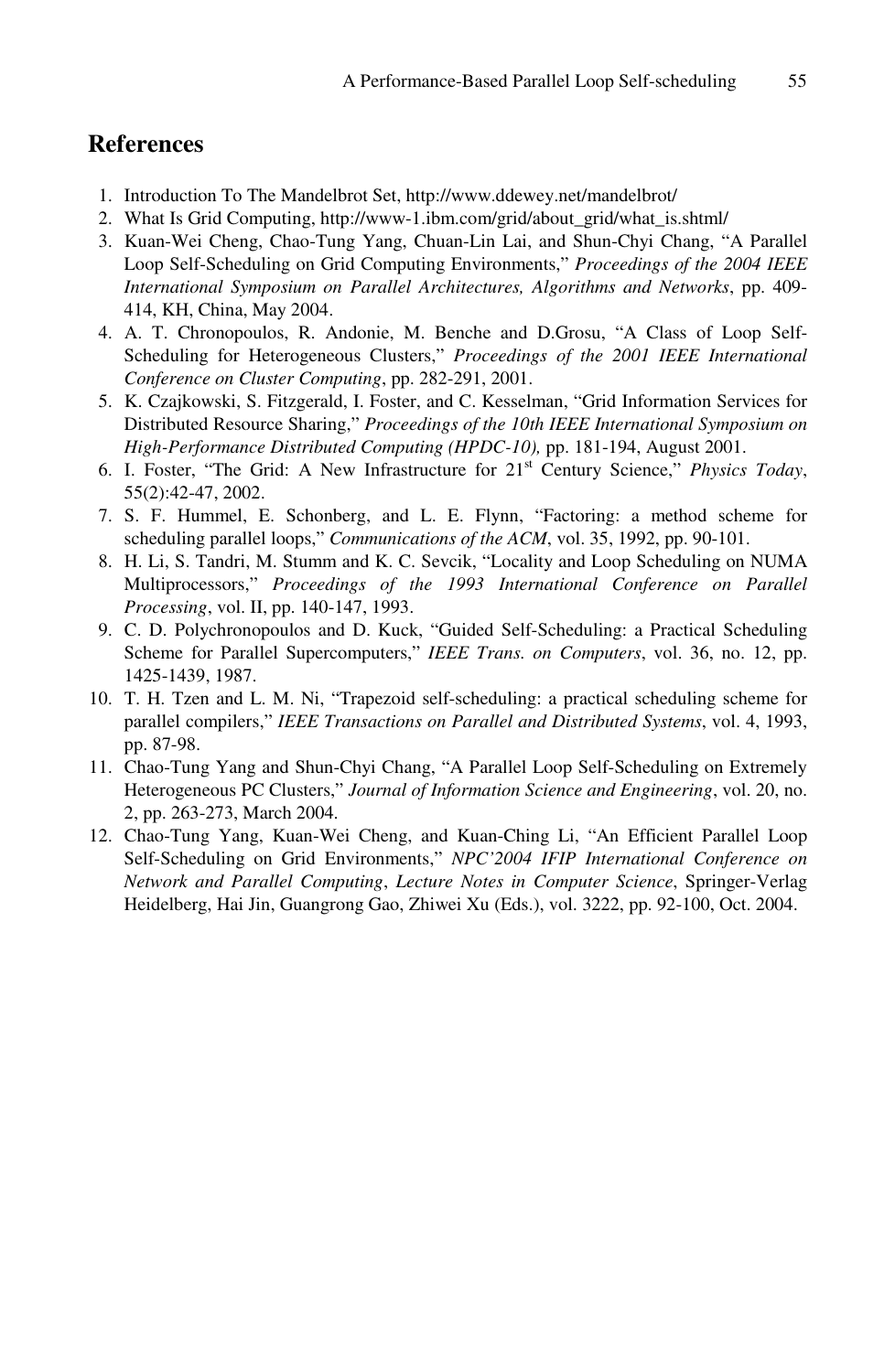## References

1. Introduction To The Mandelbrot Set, http://www.ddewey.net/mandelbrot/
2. What Is Grid Computing, http://www-1.ibm.com/grid/about_grid/what_is.shtml/
3. Kuan-Wei Cheng, Chao-Tung Yang, Chuan-Lin Lai, and Shun-Chyi Chang, "A Parallel Loop Self-Scheduling on Grid Computing Environments," *Proceedings of the 2004 IEEE International Symposium on Parallel Architectures, Algorithms and Networks*, pp. 409-414, KH, China, May 2004.
4. A. T. Chronopoulos, R. Andonie, M. Benche and D.Grosu, "A Class of Loop Self-Scheduling for Heterogeneous Clusters," *Proceedings of the 2001 IEEE International Conference on Cluster Computing*, pp. 282-291, 2001.
5. K. Czajkowski, S. Fitzgerald, I. Foster, and C. Kesselman, "Grid Information Services for Distributed Resource Sharing," *Proceedings of the 10th IEEE International Symposium on High-Performance Distributed Computing (HPDC-10),* pp. 181-194, August 2001.
6. I. Foster, "The Grid: A New Infrastructure for 21st Century Science," *Physics Today*, 55(2):42-47, 2002.
7. S. F. Hummel, E. Schonberg, and L. E. Flynn, "Factoring: a method scheme for scheduling parallel loops," *Communications of the ACM*, vol. 35, 1992, pp. 90-101.
8. H. Li, S. Tandri, M. Stumm and K. C. Sevcik, "Locality and Loop Scheduling on NUMA Multiprocessors," *Proceedings of the 1993 International Conference on Parallel Processing*, vol. II, pp. 140-147, 1993.
9. C. D. Polychronopoulos and D. Kuck, "Guided Self-Scheduling: a Practical Scheduling Scheme for Parallel Supercomputers," *IEEE Trans. on Computers*, vol. 36, no. 12, pp. 1425-1439, 1987.
10. T. H. Tzen and L. M. Ni, "Trapezoid self-scheduling: a practical scheduling scheme for parallel compilers," *IEEE Transactions on Parallel and Distributed Systems*, vol. 4, 1993, pp. 87-98.
11. Chao-Tung Yang and Shun-Chyi Chang, "A Parallel Loop Self-Scheduling on Extremely Heterogeneous PC Clusters," *Journal of Information Science and Engineering*, vol. 20, no. 2, pp. 263-273, March 2004.
12. Chao-Tung Yang, Kuan-Wei Cheng, and Kuan-Ching Li, "An Efficient Parallel Loop Self-Scheduling on Grid Environments," *NPC'2004 IFIP International Conference on Network and Parallel Computing*, *Lecture Notes in Computer Science*, Springer-Verlag Heidelberg, Hai Jin, Guangrong Gao, Zhiwei Xu (Eds.), vol. 3222, pp. 92-100, Oct. 2004.